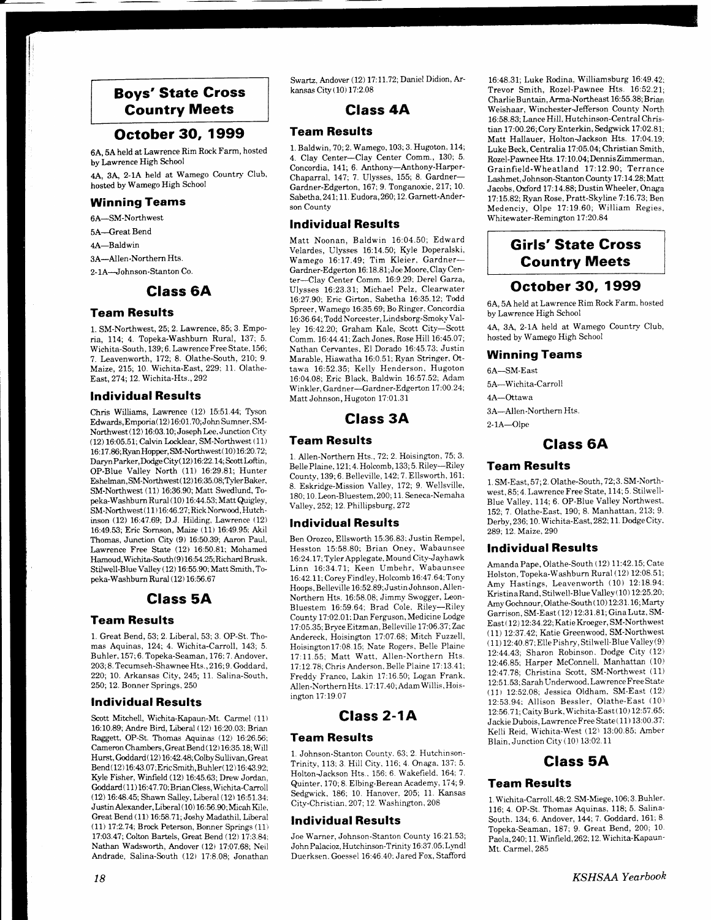## Boys' State Cross Country Meets

## October 30, 1999

6A, 5A held at Lawrence Rim Rock Farm, hosted by Lawrence High School

4A, 3A, 2-1A held at Wamego Country Club, hosted by Wamego High School

### Winning Teams

6A—SM-Northwest

5A—Great Bend

4A—Baldwin

3A—Allen-Northern Hts.

2-1A—Johnson-Stanton Co.

## Class 6A

### Team Results

1. SM-Northwest, 25; 2. Lawrence, 85; 3. Emporia, 114; 4. Topeka-Washburn Rural, 137; 5. Wichita-South, 139; 6. Lawrence Free State, 156; 7. Leavenworth, 172; 8. Olathe-South, 210; 9. Maize, 215; 10. Wichita-East, 229; 11. Olathe-East, 274; 12. Wichita-Hts., 292

### Individual Results

Chris Williams, Lawrence (12) 15:51.44; Tyson Edwards, Emporia (12) 16:01.70; John Sumner, SM-Northwest (12) 16:03.10; Joseph Lee, Junction City (12) 16:05.51; Calvin Locklear, SM-Northwest (11) 16:17.86; Ryan Hopper, SM-Northwest (10) 16:20.72; Daryn Parker, Dodge City (12) 16:22.14; Scott Loftin, OP-Blue Valley North (11) 16:29.81; Hunter Eshelman, SM-Northwest (12) 16:35.08; Tyler Baker, SM-Northwest (11) 16:36.90; Matt Swedlund, Topeka-Washburn Rural (10) 16:44.53; Matt Quigley, SM-Northwest (11) 16:46.27; Rick Norwood, Hutchinson (12) 16:47.69; D.J. Hilding, Lawrence (12) 16:49.53; Eric Sornson, Maize (11) 16:49.95; Akil Thomas, Junction City (9) 16:50.39; Aaron Paul, Lawrence Free State (12) 16:50.81; Mohamed Hamoud, Wichita-South (9) 16:54.25; Richard Brusk, Stilwell-Blue Valley (12) 16:55.90; Matt Smith, Topeka-Washburn Rural (12) 16:56.67

## Class 5A

### Team Results

1. Great Bend, 53; 2. Liberal, 53; 3. OP-St. Thomas Aquinas, 124; 4. Wichita-Carroll, 143; 5. Buhler, 157; 6. Topeka-Seaman, 176; 7. Andover, 203; 8. Tecumseh-Shawnee Hts., 216; 9. Goddard, 220; 10. Arkansas City, 245; 11. Salina-South, 250; 12. Bonner Springs, 250

### Individual Results

Scott Mitchell, Wichita-Kapaun-Mt. Carmel (11) 16:10.89; Andre Bird, Liberal (12) 16:20.03; Brian Raggett, OP-St. Thomas Aquinas (12) 16:26.56; Cameron Chambers, Great Bend (12) 16:35.18; Will Hurst, Goddard (12) 16:42.48; Colby Sullivan, Great Bend (12) 16:43.07; Eric Smith, Buhler (12) 16:43.92; Kyle Fisher, Winfield (12) 16:45.63; Drew Jordan, Goddard (11) 16:47.70; Brian Cless, Wichita-Carroll (12) 16:48.45; Shawn Salley, Liberal (12) 16:51.34; Justin Alexander, Liberal (10) 16:56.90; Micah Kile, Great Bend (11) 16:58.71; Joshy Madathil, Liberal (11) 17:2.74; Brock Peterson, Bonner Springs (11) 17:03.47; Colton Bartels, Great Bend (12) 17:3.84; Nathan Wadsworth, Andover (12) 17:07.68; Neil Andrade, Salina-South (12) 17:8.08; Jonathan Swartz, Andover (12) 17:11.72; Daniel Didion, Arkansas City (10) 17:2.08

## Class 4A

### Team Results

1. Baldwin, 70; 2. Wamego, 103; 3. Hugoton, 114; 4. Clay Center—Clay Center Comm., 130; 5. Concordia, 141; 6. Anthony—Anthony-Harper-Chaparral, 147; 7. Ulysses, 155; 8. Gardner—Gardner-Edgerton, 167; 9. Tonganoxie, 217; 10. Sabetha, 241; 11. Eudora, 260; 12. Garnett-Anderson County

### Individual Results

Matt Noonan, Baldwin 16:04.50; Edward Velardes, Ulysses 16:14.50; Kyle Doperalski, Wamego 16:17.49; Tim Kleier, Gardner—Gardner-Edgerton 16:18.81; Joe Moore, Clay Center—Clay Center Comm. 16:9.29; Derel Garza, Ulysses 16:23.31; Michael Pelz, Clearwater 16:27.90; Eric Girton, Sabetha 16:35.12; Todd Spreer, Wamego 16:35.69; Bo Ringer, Concordia 16:36.64; Todd Norcester, Lindsborg-Smoky Valley 16:42.20; Graham Kale, Scott City—Scott Comm. 16:44.41; Zach Jones, Rose Hill 16:45.07; Nathan Cervantes, El Dorado 16:45.73; Justin Marable, Hiawatha 16:0.51; Ryan Stringer, Ottawa 16:52.35; Kelly Henderson, Hugoton 16:04.08; Eric Black, Baldwin 16:57.52; Adam Winkler, Gardner—Gardner-Edgerton 17:00.24; Matt Johnson, Hugoton 17:01.31

## Class 3A

### Team Results

1. Allen-Northern Hts., 72; 2. Hoisington, 75; 3. Belle Plaine, 121; 4. Holcomb, 133; 5. Riley—Riley County, 139; 6. Belleville, 142; 7. Ellsworth, 161; 8. Eskridge-Mission Valley, 172; 9. Wellsville, 180; 10. Leon-Bluestem, 200; 11. Seneca-Nemaha Valley, 252; 12. Phillipsburg, 272

### Individual Results

Ben Orozco, Ellsworth 15:36.83; Justin Rempel, Hesston 15:58.80; Brian Oney, Wabaunsee 16:24.17; Tyler Applegate, Mound City-Jayhawk Linn 16:34.71; Keen Umbehr, Wabaunsee 16:42.11; Corey Findley, Holcomb 16:47.64; Tony Hoops, Belleville 16:52.89; Justin Johnson, Allen-Northern Hts. 16:58.08; Jimmy Swogger, Leon-Bluestem 16:59.64; Brad Cole, Riley—Riley County 17:02.01; Dan Ferguson, Medicine Lodge 17:05.35; Bryce Eitzman, Belleville 17:06.37; Zac Andereck, Hoisington 17:07.68; Mitch Fuzzell, Hoisington 17:08.15; Nate Rogers, Belle Plaine 17:11.55; Matt Watt, Allen-Northern Hts. 17:12.78; Chris Anderson, Belle Plaine 17:13.41; Freddy Franco, Lakin 17:16.50; Logan Frank, Allen-Northern Hts. 17:17.40; Adam Willis, Hoisington 17:19.07

## Class 2-1A

### Team Results

1. Johnson-Stanton County, 63; 2. Hutchinson-Trinity, 113; 3. Hill City, 116; 4. Onaga, 137; 5. Holton-Jackson Hts., 156; 6. Wakefield, 164; 7. Quinter, 170; 8. Elbing-Berean Academy, 174; 9. Sedgwick, 186; 10. Hanover, 205; 11. Kansas City-Christian, 207; 12. Washington, 208

### Individual Results

Joe Warner, Johnson-Stanton County 16:21.53; John Palacioz, Hutchinson-Trinity 16:37.05; Lyndl Duerksen, Goessel 16:46.40; Jared Fox, Stafford 16:48.31; Luke Rodina, Williamsburg 16:49.42; Trevor Smith, Rozel-Pawnee Hts. 16:52.21; Charlie Buntain, Arma-Northeast 16:55.38; Brian Weishaar, Winchester-Jefferson County North 16:58.83; Lance Hill, Hutchinson-Central Christian 17:00.26; Cory Enterkin, Sedgwick 17:02.81; Matt Hallauer, Holton-Jackson Hts. 17:04.19; Luke Beck, Centralia 17:05.04; Christian Smith, Rozel-Pawnee Hts. 17:10.04; Dennis Zimmerman, Grainfield-Wheatland 17:12.90; Terrance Lashmet, Johnson-Stanton County 17:14.28; Matt Jacobs, Oxford 17:14.88; Dustin Wheeler, Onaga 17:15.82; Ryan Rose, Pratt-Skyline 7:16.73; Ben Medenciy, Olpe 17:19.60; William Regies, Whitewater-Remington 17:20.84

## Girls' State Cross Country Meets

## October 30, 1999

6A, 5A held at Lawrence Rim Rock Farm, hosted by Lawrence High School

4A, 3A, 2-1A held at Wamego Country Club, hosted by Wamego High School

### Winning Teams

6A—SM-East

5A—Wichita-Carroll

4A—Ottawa

3A—Allen-Northern Hts.

2-1A—Olpe

## Class 6A

### Team Results

1. SM-East, 57; 2. Olathe-South, 72; 3. SM-Northwest, 85; 4. Lawrence Free State, 114; 5. Stilwell-Blue Valley, 114; 6. OP-Blue Valley Northwest, 152; 7. Olathe-East, 190; 8. Manhattan, 213; 9. Derby, 236; 10. Wichita-East, 282; 11. Dodge City, 289; 12. Maize, 290

### Individual Results

Amanda Pape, Olathe-South (12) 11:42.15; Cate Holston, Topeka-Washburn Rural (12) 12:08.51; Amy Hastings, Leavenworth (10) 12:18.94; Kristina Rand, Stilwell-Blue Valley (10) 12:25.20; Amy Gochnour, Olathe-South (10) 12:31.16; Marty Garrison, SM-East (12) 12:31.81; Gina Lutz, SM-East (12) 12:34.22; Katie Kroeger, SM-Northwest (11) 12:37.42; Katie Greenwood, SM-Northwest (11) 12:40.87; Elle Pishry, Stilwell-Blue Valley (9) 12:44.43; Sharon Robinson, Dodge City (12) 12:46.85; Harper McConnell, Manhattan (10) 12:47.78; Christina Scott, SM-Northwest (11) 12:51.53; Sarah Underwood, Lawrence Free State (11) 12:52.08; Jessica Oldham, SM-East (12) 12:53.94; Allison Bessler, Olathe-East (10) 12:56.71; Caity Burk, Wichita-East (10) 12:57.65; Jackie Dubois, Lawrence Free State (11) 13:00.37; Kelli Reid, Wichita-West (12) 13:00.85; Amber Blain, Junction City (10) 13:02.11

## Class 5A

### Team Results

1. Wichita-Carroll, 48; 2. SM-Miege, 106; 3. Buhler, 116; 4. OP-St. Thomas Aquinas, 118; 5. Salina-South, 134; 6. Andover, 144; 7. Goddard, 161; 8. Topeka-Seaman, 187; 9. Great Bend, 200; 10. Paola, 240; 11. Winfield, 262; 12. Wichita-Kapaun-Mt. Carmel, 285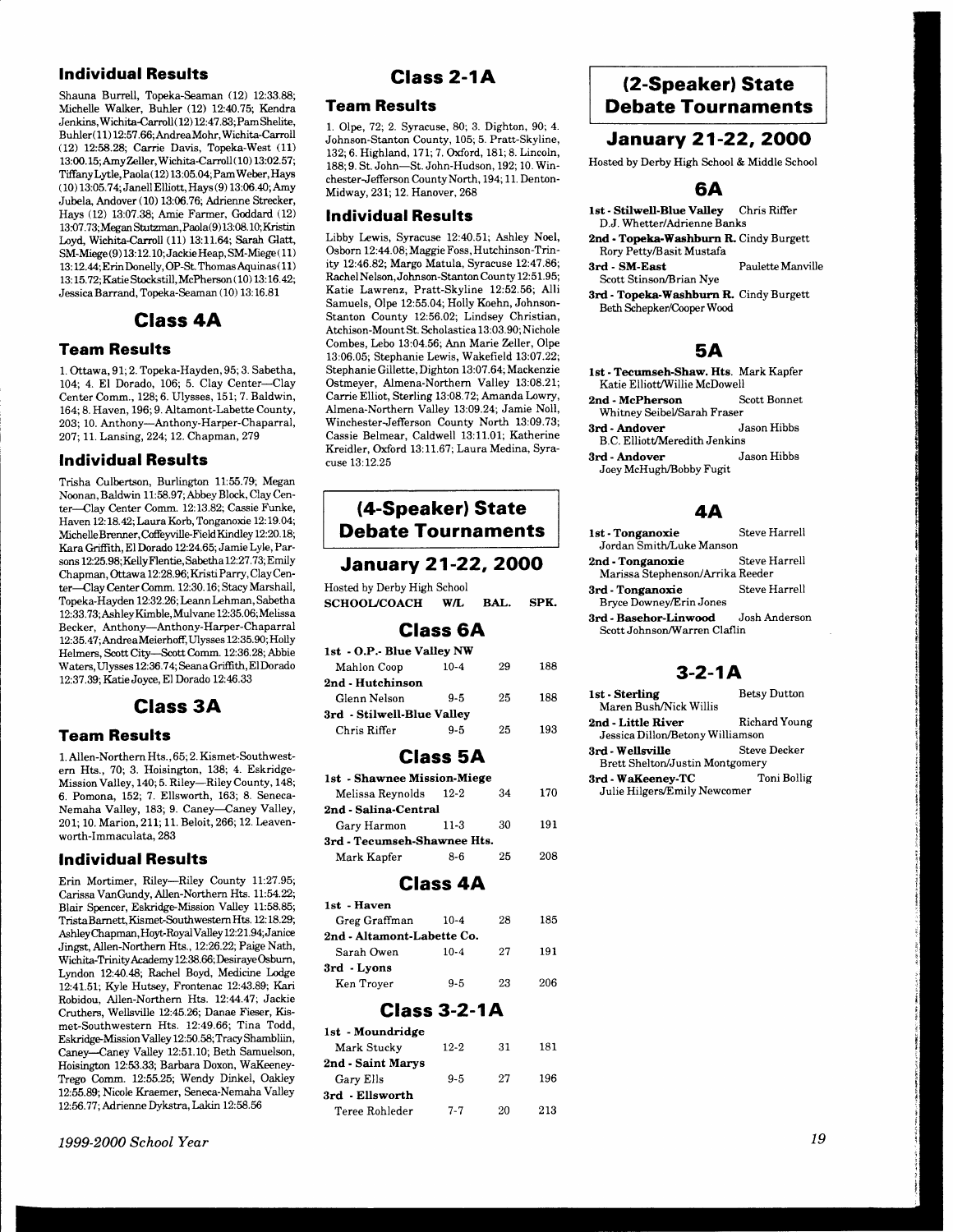### Individual Results

Shauna Burrell, Topeka-Seaman (12) 12:33.88; Michelle Walker, Buhler (12) 12:40.75; Kendra Jenkins, Wichita-Carroll (12) 12:47.83; Pam Shelite, Buhler (11) 12:57.66; Andrea Mohr, Wichita-Carroll (12) 12:58.28; Carrie Davis, Topeka-West (11) 13:00.15; Amy Zeller, Wichita-Carroll (10) 13:02.57; Tiffany Lytle, Paola (12) 13:05.04; Pam Weber, Hays (10) 13:05.74; Janell Elliott, Hays (9) 13:06.40; Amy Jubela, Andover (10) 13:06.76; Adrienne Strecker, Hays (12) 13:07.38; Amie Farmer, Goddard (12) 13:07.73; Megan Stutzman, Paola (9) 13:08.10; Kristin Loyd, Wichita-Carroll (11) 13:11.64; Sarah Glatt, SM-Miege (9) 13:12.10; Jackie Heap, SM-Miege (11) 13:12.44; Erin Donelly, OP-St. Thomas Aquinas (11) 13:15.72; Katie Stockstill, McPherson (10) 13:16.42; Jessica Barrand, Topeka-Seaman (10) 13:16.81

## Class 4A

### Team Results

1. Ottawa, 91; 2. Topeka-Hayden, 95; 3. Sabetha, 104; 4. El Dorado, 106; 5. Clay Center—Clay Center Comm., 128; 6. Ulysses, 151; 7. Baldwin, 164; 8. Haven, 196; 9. Altamont-Labette County, 203; 10. Anthony—Anthony-Harper-Chaparral, 207; 11. Lansing, 224; 12. Chapman, 279

### Individual Results

Trisha Culbertson, Burlington 11:55.79; Megan Noonan, Baldwin 11:58.97; Abbey Block, Clay Center—Clay Center Comm. 12:13.82; Cassie Funke, Haven 12:18.42; Laura Korb, Tonganoxie 12:19.04; Michelle Brenner, Coffeyville-Field Kindley 12:20.18; Kara Griffith, El Dorado 12:24.65; Jamie Lyle, Parsons 12:25.98; Kelly Flentie, Sabetha 12:27.73; Emily Chapman, Ottawa 12:28.96; Kristi Parry, Clay Center—Clay Center Comm. 12:30.16; Stacy Marshall, Topeka-Hayden 12:32.26; Leann Lehman, Sabetha 12:33.73; Ashley Kimble, Mulvane 12:35.06; Melissa Becker, Anthony—Anthony-Harper-Chaparral 12:35.47; Andrea Meierhoff, Ulysses 12:35.90; Holly Helmers, Scott City—Scott Comm. 12:36.28; Abbie Waters, Ulysses 12:36.74; Seana Griffith, El Dorado 12:37.39; Katie Joyce, El Dorado 12:46.33

## Class 3A

### Team Results

1. Allen-Northern Hts., 65; 2. Kismet-Southwestern Hts., 70; 3. Hoisington, 138; 4. Eskridge-Mission Valley, 140; 5. Riley—Riley County, 148; 6. Pomona, 152; 7. Ellsworth, 163; 8. Seneca-Nemaha Valley, 183; 9. Caney—Caney Valley, 201; 10. Marion, 211; 11. Beloit, 266; 12. Leavenworth-Immaculata, 283

### Individual Results

Erin Mortimer, Riley—Riley County 11:27.95; Carissa VanGundy, Allen-Northern Hts. 11:54.22; Blair Spencer, Eskridge-Mission Valley 11:58.85; Trista Barnett, Kismet-Southwestern Hts. 12:18.29; Ashley Chapman, Hoyt-Royal Valley 12:21.94; Janice Jingst, Allen-Northern Hts., 12:26.22; Paige Nath, Wichita-Trinity Academy 12:38.66; Desiraye Osburn, Lyndon 12:40.48; Rachel Boyd, Medicine Lodge 12:41.51; Kyle Hutsey, Frontenac 12:43.89; Kari Robidou, Allen-Northern Hts. 12:44.47; Jackie Cruthers, Wellsville 12:45.26; Danae Fieser, Kismet-Southwestern Hts. 12:49.66; Tina Todd, Eskridge-Mission Valley 12:50.58; Tracy Shamblin, Caney—Caney Valley 12:51.10; Beth Samuelson, Hoisington 12:53.33; Barbara Doxon, WaKeeney-Trego Comm. 12:55.25; Wendy Dinkel, Oakley 12:55.89; Nicole Kraemer, Seneca-Nemaha Valley 12:56.77; Adrienne Dykstra, Lakin 12:58.56

## Class 2-1A

### Team Results

1. Olpe, 72; 2. Syracuse, 80; 3. Dighton, 90; 4. Johnson-Stanton County, 105; 5. Pratt-Skyline, 132; 6. Highland, 171; 7. Oxford, 181; 8. Lincoln, 188; 9. St. John—St. John-Hudson, 192; 10. Winchester-Jefferson County North, 194; 11. Denton-Midway, 231; 12. Hanover, 268

### Individual Results

Libby Lewis, Syracuse 12:40.51; Ashley Noel, Osborn 12:44.08; Maggie Foss, Hutchinson-Trinity 12:46.82; Margo Matula, Syracuse 12:47.86; Rachel Nelson, Johnson-Stanton County 12:51.95; Katie Lawrenz, Pratt-Skyline 12:52.56; Alli Samuels, Olpe 12:55.04; Holly Koehn, Johnson-Stanton County 12:56.02; Lindsey Christian, Atchison-Mount St. Scholastica 13:03.90; Nichole Combes, Lebo 13:04.56; Ann Marie Zeller, Olpe 13:06.05; Stephanie Lewis, Wakefield 13:07.22; Stephanie Gillette, Dighton 13:07.64; Mackenzie Ostmeyer, Almena-Northern Valley 13:08.21; Carrie Elliot, Sterling 13:08.72; Amanda Lowry, Almena-Northern Valley 13:09.24; Jamie Noll, Winchester-Jefferson County North 13:09.73; Cassie Belmear, Caldwell 13:11.01; Katherine Kreidler, Oxford 13:11.67; Laura Medina, Syracuse 13:12.25

# (4-Speaker) State Debate Tournaments

## January 21-22, 2000

Hosted by Derby High School

### Class 6A

| SCHOOL/COACH | W/L | BAL. | SPK. |
|---|---|---|---|
| **1st - O.P.- Blue Valley NW** | | | |
| Mahlon Coop | 10-4 | 29 | 188 |
| **2nd - Hutchinson** | | | |
| Glenn Nelson | 9-5 | 25 | 188 |
| **3rd - Stilwell-Blue Valley** | | | |
| Chris Riffer | 9-5 | 25 | 193 |

### Class 5A

| SCHOOL/COACH | W/L | BAL. | SPK. |
|---|---|---|---|
| **1st - Shawnee Mission-Miege** | | | |
| Melissa Reynolds | 12-2 | 34 | 170 |
| **2nd - Salina-Central** | | | |
| Gary Harmon | 11-3 | 30 | 191 |
| **3rd - Tecumseh-Shawnee Hts.** | | | |
| Mark Kapfer | 8-6 | 25 | 208 |

### Class 4A

| SCHOOL/COACH | W/L | BAL. | SPK. |
|---|---|---|---|
| **1st - Haven** | | | |
| Greg Graffman | 10-4 | 28 | 185 |
| **2nd - Altamont-Labette Co.** | | | |
| Sarah Owen | 10-4 | 27 | 191 |
| **3rd - Lyons** | | | |
| Ken Troyer | 9-5 | 23 | 206 |

### Class 3-2-1A

| SCHOOL/COACH | W/L | BAL. | SPK. |
|---|---|---|---|
| **1st - Moundridge** | | | |
| Mark Stucky | 12-2 | 31 | 181 |
| **2nd - Saint Marys** | | | |
| Gary Ells | 9-5 | 27 | 196 |
| **3rd - Ellsworth** | | | |
| Teree Rohleder | 7-7 | 20 | 213 |

# (2-Speaker) State Debate Tournaments

## January 21-22, 2000

Hosted by Derby High School & Middle School

### 6A

**1st - Stilwell-Blue Valley** Chris Riffer
D.J. Whetter/Adrienne Banks

**2nd - Topeka-Washburn R.** Cindy Burgett
Rory Petty/Basit Mustafa

**3rd - SM-East** Paulette Manville
Scott Stinson/Brian Nye

**3rd - Topeka-Washburn R.** Cindy Burgett
Beth Schepker/Cooper Wood

### 5A

**1st - Tecumseh-Shaw. Hts.** Mark Kapfer
Katie Elliott/Willie McDowell

**2nd - McPherson** Scott Bonnet
Whitney Seibel/Sarah Fraser

**3rd - Andover** Jason Hibbs
B.C. Elliott/Meredith Jenkins

**3rd - Andover** Jason Hibbs
Joey McHugh/Bobby Fugit

### 4A

**1st - Tonganoxie** Steve Harrell
Jordan Smith/Luke Manson

**2nd - Tonganoxie** Steve Harrell
Marissa Stephenson/Arrika Reeder

**3rd - Tonganoxie** Steve Harrell
Bryce Downey/Erin Jones

**3rd - Basehor-Linwood** Josh Anderson
Scott Johnson/Warren Claflin

### 3-2-1A

**1st - Sterling** Betsy Dutton
Maren Bush/Nick Willis

**2nd - Little River** Richard Young
Jessica Dillon/Betony Williamson

**3rd - Wellsville** Steve Decker
Brett Shelton/Justin Montgomery

**3rd - WaKeeney-TC** Toni Bollig
Julie Hilgers/Emily Newcomer